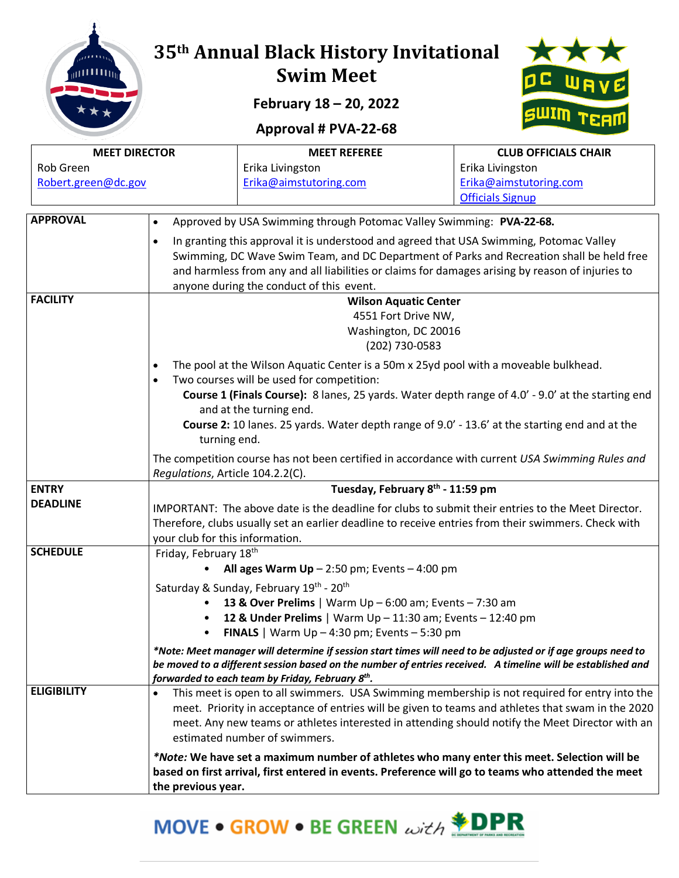# 35th Annual Black History Invitational Swim Meet

**February 18 – 20, 2022**

**Approval # PVA-22-68**

| MEET DIRECTOR | MEET REFEREE | CLUB OFFICIALS CHAIR |
|---|---|---|
| Rob Green<br>Robert.green@dc.gov | Erika Livingston<br>Erika@aimstutoring.com | Erika Livingston<br>Erika@aimstutoring.com<br>Officials Signup |

| | |
|---|---|
| **APPROVAL** | • Approved by USA Swimming through Potomac Valley Swimming: **PVA-22-68.**<br>• In granting this approval it is understood and agreed that USA Swimming, Potomac Valley Swimming, DC Wave Swim Team, and DC Department of Parks and Recreation shall be held free and harmless from any and all liabilities or claims for damages arising by reason of injuries to anyone during the conduct of this event. |
| **FACILITY** | **Wilson Aquatic Center**<br>4551 Fort Drive NW,<br>Washington, DC 20016<br>(202) 730-0583<br>• The pool at the Wilson Aquatic Center is a 50m x 25yd pool with a moveable bulkhead.<br>• Two courses will be used for competition:<br>**Course 1 (Finals Course):** 8 lanes, 25 yards. Water depth range of 4.0' - 9.0' at the starting end and at the turning end.<br>**Course 2:** 10 lanes. 25 yards. Water depth range of 9.0' - 13.6' at the starting end and at the turning end.<br>The competition course has not been certified in accordance with current *USA Swimming Rules and Regulations*, Article 104.2.2(C). |
| **ENTRY DEADLINE** | **Tuesday, February 8th - 11:59 pm**<br>IMPORTANT: The above date is the deadline for clubs to submit their entries to the Meet Director. Therefore, clubs usually set an earlier deadline to receive entries from their swimmers. Check with your club for this information. |
| **SCHEDULE** | Friday, February 18th<br>• **All ages Warm Up** – 2:50 pm; Events – 4:00 pm<br>Saturday & Sunday, February 19th - 20th<br>• **13 & Over Prelims** \| Warm Up – 6:00 am; Events – 7:30 am<br>• **12 & Under Prelims** \| Warm Up – 11:30 am; Events – 12:40 pm<br>• **FINALS** \| Warm Up – 4:30 pm; Events – 5:30 pm<br>***Note: Meet manager will determine if session start times will need to be adjusted or if age groups need to be moved to a different session based on the number of entries received. A timeline will be established and forwarded to each team by Friday, February 8th.*** |
| **ELIGIBILITY** | • This meet is open to all swimmers. USA Swimming membership is not required for entry into the meet. Priority in acceptance of entries will be given to teams and athletes that swam in the 2020 meet. Any new teams or athletes interested in attending should notify the Meet Director with an estimated number of swimmers.<br>***Note:* We have set a maximum number of athletes who many enter this meet. Selection will be based on first arrival, first entered in events. Preference will go to teams who attended the meet the previous year.** |

MOVE • GROW • BE GREEN with DPR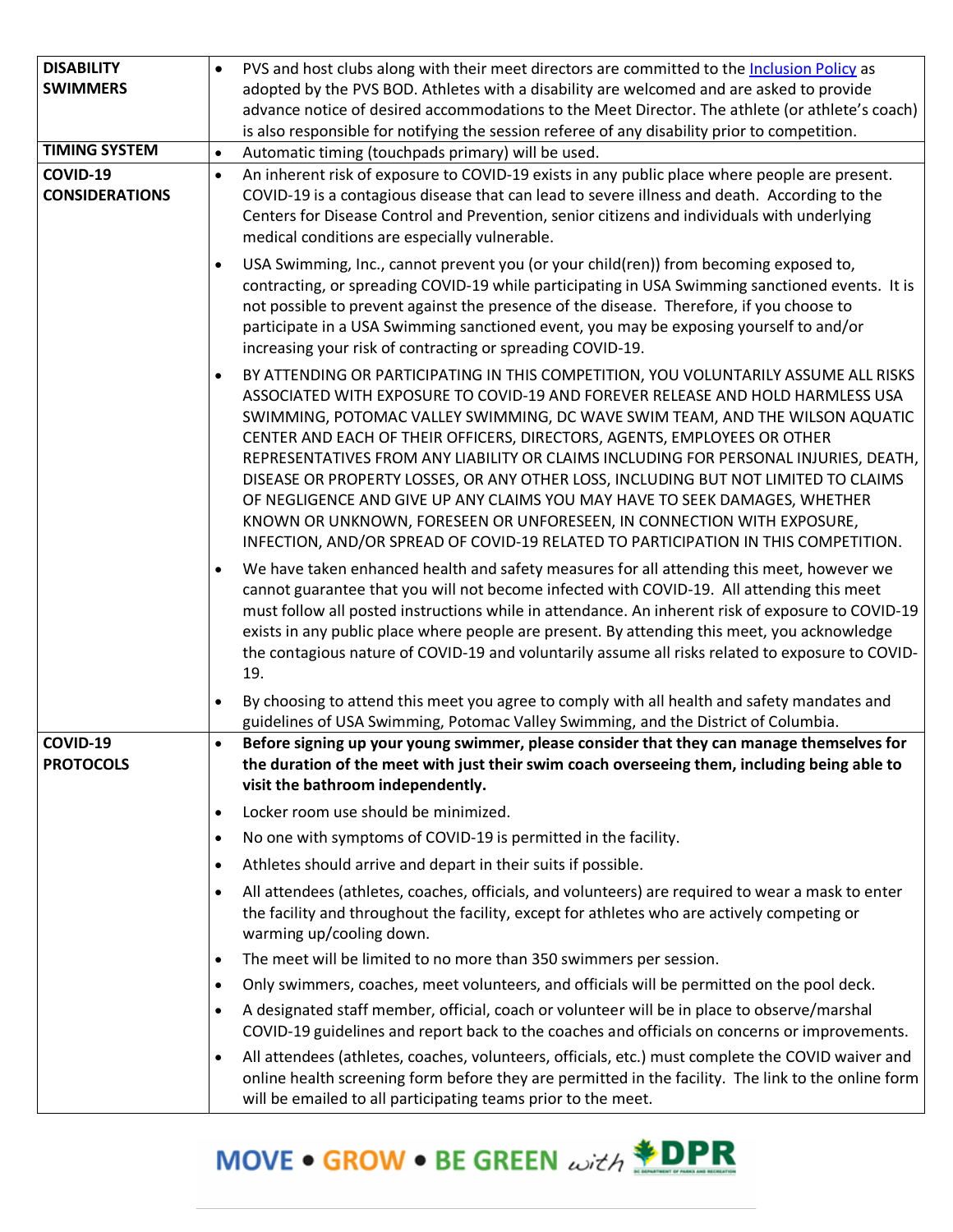| | |
|---|---|
| **DISABILITY SWIMMERS** | • PVS and host clubs along with their meet directors are committed to the Inclusion Policy as adopted by the PVS BOD. Athletes with a disability are welcomed and are asked to provide advance notice of desired accommodations to the Meet Director. The athlete (or athlete's coach) is also responsible for notifying the session referee of any disability prior to competition. |
| **TIMING SYSTEM** | • Automatic timing (touchpads primary) will be used. |
| **COVID-19 CONSIDERATIONS** | • An inherent risk of exposure to COVID-19 exists in any public place where people are present. COVID-19 is a contagious disease that can lead to severe illness and death. According to the Centers for Disease Control and Prevention, senior citizens and individuals with underlying medical conditions are especially vulnerable.<br>• USA Swimming, Inc., cannot prevent you (or your child(ren)) from becoming exposed to, contracting, or spreading COVID-19 while participating in USA Swimming sanctioned events. It is not possible to prevent against the presence of the disease. Therefore, if you choose to participate in a USA Swimming sanctioned event, you may be exposing yourself to and/or increasing your risk of contracting or spreading COVID-19.<br>• BY ATTENDING OR PARTICIPATING IN THIS COMPETITION, YOU VOLUNTARILY ASSUME ALL RISKS ASSOCIATED WITH EXPOSURE TO COVID-19 AND FOREVER RELEASE AND HOLD HARMLESS USA SWIMMING, POTOMAC VALLEY SWIMMING, DC WAVE SWIM TEAM, AND THE WILSON AQUATIC CENTER AND EACH OF THEIR OFFICERS, DIRECTORS, AGENTS, EMPLOYEES OR OTHER REPRESENTATIVES FROM ANY LIABILITY OR CLAIMS INCLUDING FOR PERSONAL INJURIES, DEATH, DISEASE OR PROPERTY LOSSES, OR ANY OTHER LOSS, INCLUDING BUT NOT LIMITED TO CLAIMS OF NEGLIGENCE AND GIVE UP ANY CLAIMS YOU MAY HAVE TO SEEK DAMAGES, WHETHER KNOWN OR UNKNOWN, FORESEEN OR UNFORESEEN, IN CONNECTION WITH EXPOSURE, INFECTION, AND/OR SPREAD OF COVID-19 RELATED TO PARTICIPATION IN THIS COMPETITION.<br>• We have taken enhanced health and safety measures for all attending this meet, however we cannot guarantee that you will not become infected with COVID-19. All attending this meet must follow all posted instructions while in attendance. An inherent risk of exposure to COVID-19 exists in any public place where people are present. By attending this meet, you acknowledge the contagious nature of COVID-19 and voluntarily assume all risks related to exposure to COVID-19.<br>• By choosing to attend this meet you agree to comply with all health and safety mandates and guidelines of USA Swimming, Potomac Valley Swimming, and the District of Columbia. |
| **COVID-19 PROTOCOLS** | • **Before signing up your young swimmer, please consider that they can manage themselves for the duration of the meet with just their swim coach overseeing them, including being able to visit the bathroom independently.**<br>• Locker room use should be minimized.<br>• No one with symptoms of COVID-19 is permitted in the facility.<br>• Athletes should arrive and depart in their suits if possible.<br>• All attendees (athletes, coaches, officials, and volunteers) are required to wear a mask to enter the facility and throughout the facility, except for athletes who are actively competing or warming up/cooling down.<br>• The meet will be limited to no more than 350 swimmers per session.<br>• Only swimmers, coaches, meet volunteers, and officials will be permitted on the pool deck.<br>• A designated staff member, official, coach or volunteer will be in place to observe/marshal COVID-19 guidelines and report back to the coaches and officials on concerns or improvements.<br>• All attendees (athletes, coaches, volunteers, officials, etc.) must complete the COVID waiver and online health screening form before they are permitted in the facility. The link to the online form will be emailed to all participating teams prior to the meet. |

MOVE • GROW • BE GREEN *with* DPR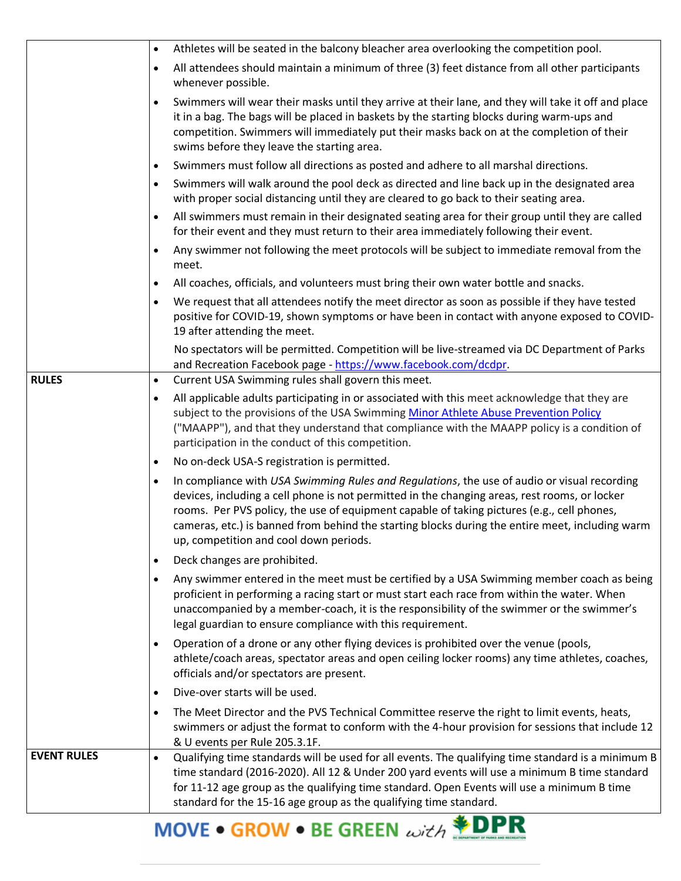| | |
|---|---|
| | • Athletes will be seated in the balcony bleacher area overlooking the competition pool.<br>• All attendees should maintain a minimum of three (3) feet distance from all other participants whenever possible.<br>• Swimmers will wear their masks until they arrive at their lane, and they will take it off and place it in a bag. The bags will be placed in baskets by the starting blocks during warm-ups and competition. Swimmers will immediately put their masks back on at the completion of their swims before they leave the starting area.<br>• Swimmers must follow all directions as posted and adhere to all marshal directions.<br>• Swimmers will walk around the pool deck as directed and line back up in the designated area with proper social distancing until they are cleared to go back to their seating area.<br>• All swimmers must remain in their designated seating area for their group until they are called for their event and they must return to their area immediately following their event.<br>• Any swimmer not following the meet protocols will be subject to immediate removal from the meet.<br>• All coaches, officials, and volunteers must bring their own water bottle and snacks.<br>• We request that all attendees notify the meet director as soon as possible if they have tested positive for COVID-19, shown symptoms or have been in contact with anyone exposed to COVID-19 after attending the meet.<br>No spectators will be permitted. Competition will be live-streamed via DC Department of Parks and Recreation Facebook page - https://www.facebook.com/dcdpr. |
| **RULES** | • Current USA Swimming rules shall govern this meet.<br>• All applicable adults participating in or associated with this meet acknowledge that they are subject to the provisions of the USA Swimming Minor Athlete Abuse Prevention Policy ("MAAPP"), and that they understand that compliance with the MAAPP policy is a condition of participation in the conduct of this competition.<br>• No on-deck USA-S registration is permitted.<br>• In compliance with *USA Swimming Rules and Regulations*, the use of audio or visual recording devices, including a cell phone is not permitted in the changing areas, rest rooms, or locker rooms. Per PVS policy, the use of equipment capable of taking pictures (e.g., cell phones, cameras, etc.) is banned from behind the starting blocks during the entire meet, including warm up, competition and cool down periods.<br>• Deck changes are prohibited.<br>• Any swimmer entered in the meet must be certified by a USA Swimming member coach as being proficient in performing a racing start or must start each race from within the water. When unaccompanied by a member-coach, it is the responsibility of the swimmer or the swimmer's legal guardian to ensure compliance with this requirement.<br>• Operation of a drone or any other flying devices is prohibited over the venue (pools, athlete/coach areas, spectator areas and open ceiling locker rooms) any time athletes, coaches, officials and/or spectators are present.<br>• Dive-over starts will be used.<br>• The Meet Director and the PVS Technical Committee reserve the right to limit events, heats, swimmers or adjust the format to conform with the 4-hour provision for sessions that include 12 & U events per Rule 205.3.1F. |
| **EVENT RULES** | • Qualifying time standards will be used for all events. The qualifying time standard is a minimum B time standard (2016-2020). All 12 & Under 200 yard events will use a minimum B time standard for 11-12 age group as the qualifying time standard. Open Events will use a minimum B time standard for the 15-16 age group as the qualifying time standard. |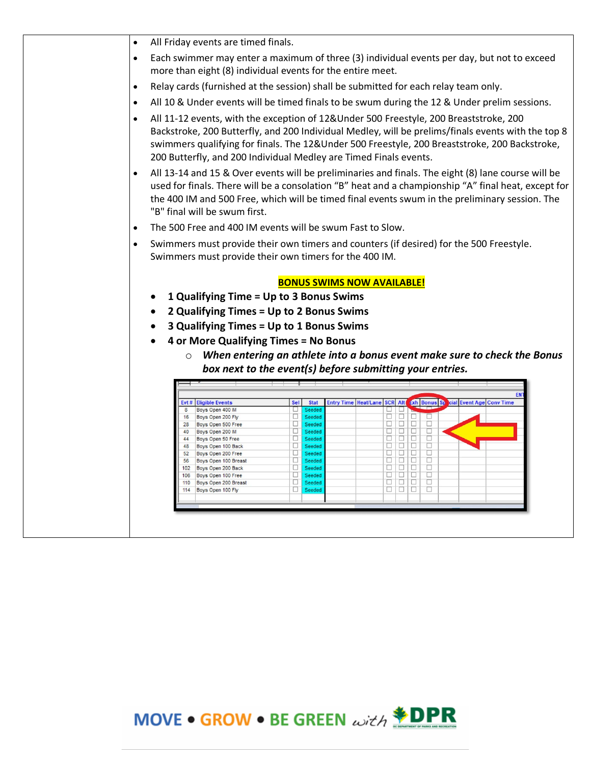- All Friday events are timed finals.
- Each swimmer may enter a maximum of three (3) individual events per day, but not to exceed more than eight (8) individual events for the entire meet.
- Relay cards (furnished at the session) shall be submitted for each relay team only.
- All 10 & Under events will be timed finals to be swum during the 12 & Under prelim sessions.
- All 11-12 events, with the exception of 12&Under 500 Freestyle, 200 Breaststroke, 200 Backstroke, 200 Butterfly, and 200 Individual Medley, will be prelims/finals events with the top 8 swimmers qualifying for finals. The 12&Under 500 Freestyle, 200 Breaststroke, 200 Backstroke, 200 Butterfly, and 200 Individual Medley are Timed Finals events.
- All 13-14 and 15 & Over events will be preliminaries and finals. The eight (8) lane course will be used for finals. There will be a consolation "B" heat and a championship "A" final heat, except for the 400 IM and 500 Free, which will be timed final events swum in the preliminary session. The "B" final will be swum first.
- The 500 Free and 400 IM events will be swum Fast to Slow.
- Swimmers must provide their own timers and counters (if desired) for the 500 Freestyle. Swimmers must provide their own timers for the 400 IM.

**BONUS SWIMS NOW AVAILABLE!**

- **1 Qualifying Time = Up to 3 Bonus Swims**
- **2 Qualifying Times = Up to 2 Bonus Swims**
- **3 Qualifying Times = Up to 1 Bonus Swims**
- **4 or More Qualifying Times = No Bonus**
  - ***When entering an athlete into a bonus event make sure to check the Bonus box next to the event(s) before submitting your entries.***

| Evt # | Eligible Events | Sel | Stat | Entry Time | Heat/Lane | SCR | Alt | Exh | Bonus | Special | Event Age | Conv Time |
|---|---|---|---|---|---|---|---|---|---|---|---|---|
| 8 | Boys Open 400 IM | ☐ | Seeded | | | ☐ | ☐ | ☐ | ☐ | | | |
| 16 | Boys Open 200 Fly | ☐ | Seeded | | | ☐ | ☐ | ☐ | ☐ | | | |
| 28 | Boys Open 500 Free | ☐ | Seeded | | | ☐ | ☐ | ☐ | ☐ | | | |
| 40 | Boys Open 200 IM | ☐ | Seeded | | | ☐ | ☐ | ☐ | ☐ | | | |
| 44 | Boys Open 50 Free | ☐ | Seeded | | | ☐ | ☐ | ☐ | ☐ | | | |
| 48 | Boys Open 100 Back | ☐ | Seeded | | | ☐ | ☐ | ☐ | ☐ | | | |
| 52 | Boys Open 200 Free | ☐ | Seeded | | | ☐ | ☐ | ☐ | ☐ | | | |
| 56 | Boys Open 100 Breast | ☐ | Seeded | | | ☐ | ☐ | ☐ | ☐ | | | |
| 102 | Boys Open 200 Back | ☐ | Seeded | | | ☐ | ☐ | ☐ | ☐ | | | |
| 106 | Boys Open 100 Free | ☐ | Seeded | | | ☐ | ☐ | ☐ | ☐ | | | |
| 110 | Boys Open 200 Breast | ☐ | Seeded | | | ☐ | ☐ | ☐ | ☐ | | | |
| 114 | Boys Open 100 Fly | ☐ | Seeded | | | ☐ | ☐ | ☐ | ☐ | | | |

MOVE • GROW • BE GREEN with DPR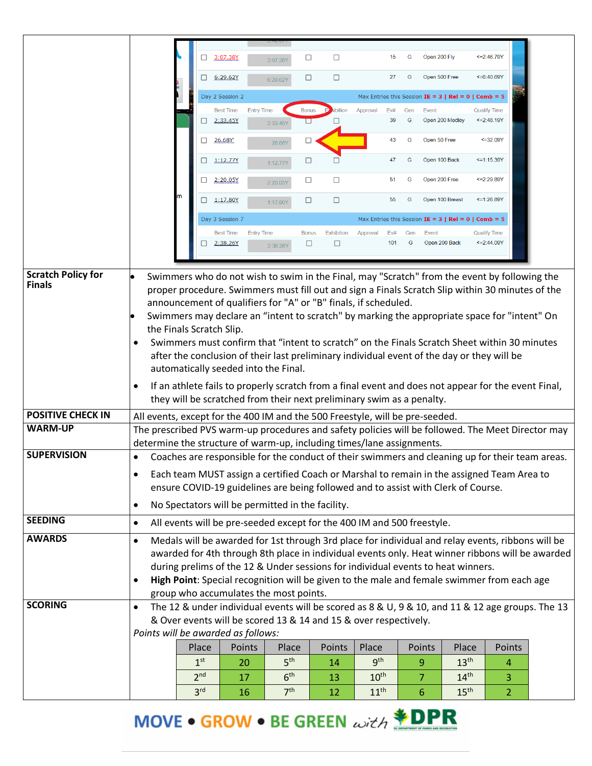| | |
|---|---|
| | Day 2 Session 2 — Max Entries this Session IE = 3 \| Rel = 0 \| Comb = 5 |
| **Scratch Policy for Finals** | • Swimmers who do not wish to swim in the Final, may "Scratch" from the event by following the proper procedure. Swimmers must fill out and sign a Finals Scratch Slip within 30 minutes of the announcement of qualifiers for "A" or "B" finals, if scheduled.<br>• Swimmers may declare an "intent to scratch" by marking the appropriate space for "intent" On the Finals Scratch Slip.<br>• Swimmers must confirm that "intent to scratch" on the Finals Scratch Sheet within 30 minutes after the conclusion of their last preliminary individual event of the day or they will be automatically seeded into the Final.<br>• If an athlete fails to properly scratch from a final event and does not appear for the event Final, they will be scratched from their next preliminary swim as a penalty. |
| **POSITIVE CHECK IN** | All events, except for the 400 IM and the 500 Freestyle, will be pre-seeded. |
| **WARM-UP** | The prescribed PVS warm-up procedures and safety policies will be followed. The Meet Director may determine the structure of warm-up, including times/lane assignments. |
| **SUPERVISION** | • Coaches are responsible for the conduct of their swimmers and cleaning up for their team areas.<br>• Each team MUST assign a certified Coach or Marshal to remain in the assigned Team Area to ensure COVID-19 guidelines are being followed and to assist with Clerk of Course.<br>• No Spectators will be permitted in the facility. |
| **SEEDING** | • All events will be pre-seeded except for the 400 IM and 500 freestyle. |
| **AWARDS** | • Medals will be awarded for 1st through 3rd place for individual and relay events, ribbons will be awarded for 4th through 8th place in individual events only. Heat winner ribbons will be awarded during prelims of the 12 & Under sessions for individual events to heat winners.<br>• **High Point**: Special recognition will be given to the male and female swimmer from each age group who accumulates the most points. |
| **SCORING** | • The 12 & under individual events will be scored as 8 & U, 9 & 10, and 11 & 12 age groups. The 13 & Over events will be scored 13 & 14 and 15 & over respectively.<br>*Points will be awarded as follows:* |

Screenshot of entry form (Day 2 Session 2):

| | Best Time | Entry Time | Bonus | Exhibition | Approval | Ev# | Gen | Event | Qualify Time |
|---|---|---|---|---|---|---|---|---|---|
| ☐ | 3:07.38Y | 3:07.38Y | ☐ | ☐ | | 15 | G | Open 200 Fly | <=2:46.79Y |
| ☐ | 6:29.62Y | 6:29.62Y | ☐ | ☐ | | 27 | G | Open 500 Free | <=6:40.69Y |
| ☐ | 2:33.45Y | 2:33.45Y | ☐ | ☐ | | 39 | G | Open 200 Medley | <=2:48.19Y |
| ☐ | 26.68Y | 26.68Y | ☐ | | | 43 | G | Open 50 Free | <=32.09Y |
| ☐ | 1:12.77Y | 1:12.77Y | ☐ | ☐ | | 47 | G | Open 100 Back | <=1:15.39Y |
| ☐ | 2:20.05Y | 2:20.05Y | ☐ | ☐ | | 51 | G | Open 200 Free | <=2:29.89Y |
| ☐ | 1:17.80Y | 1:17.80Y | ☐ | ☐ | | 55 | G | Open 100 Breast | <=1:26.89Y |

Day 3 Session 7 — Max Entries this Session IE = 3 | Rel = 0 | Comb = 5

| | Best Time | Entry Time | Bonus | Exhibition | Approval | Ev# | Gen | Event | Qualify Time |
|---|---|---|---|---|---|---|---|---|---|
| ☐ | 2:38.26Y | 2:38.26Y | ☐ | ☐ | | 101 | G | Open 200 Back | <=2:44.09Y |

Scoring points:

| Place | Points | Place | Points | Place | Points | Place | Points |
|---|---|---|---|---|---|---|---|
| 1st | 20 | 5th | 14 | 9th | 9 | 13th | 4 |
| 2nd | 17 | 6th | 13 | 10th | 7 | 14th | 3 |
| 3rd | 16 | 7th | 12 | 11th | 6 | 15th | 2 |

MOVE • GROW • BE GREEN with DPR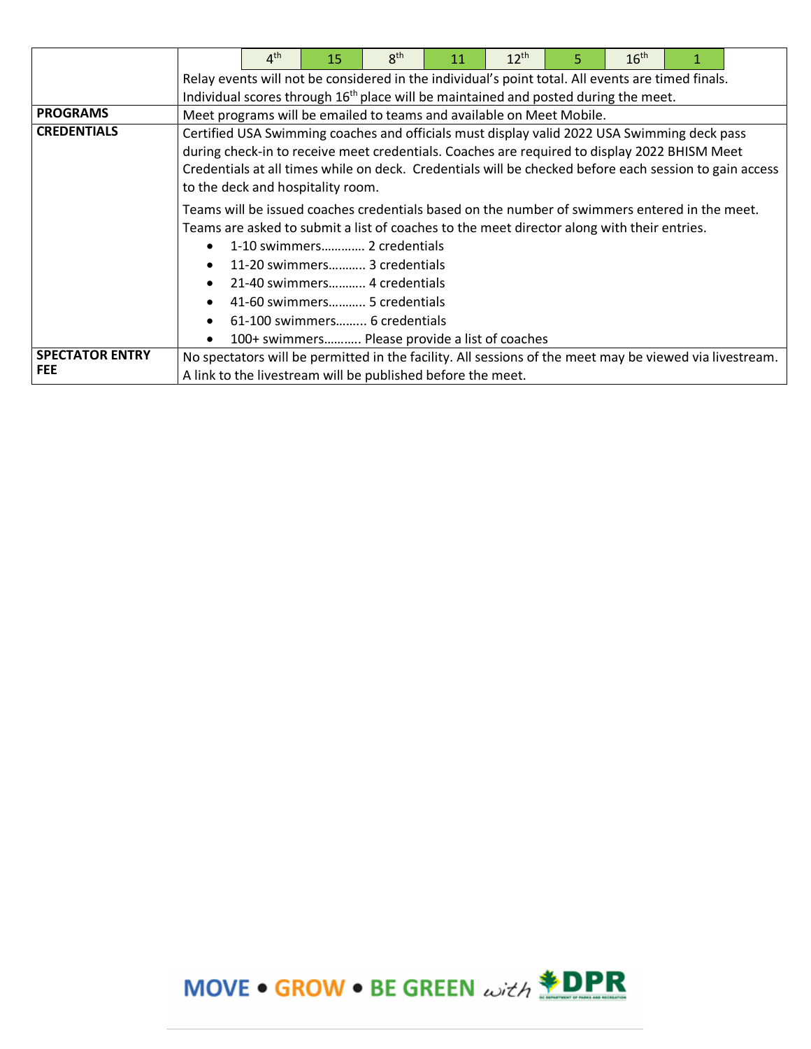| | | | | | | | | |
|---|---|---|---|---|---|---|---|---|
| | 4th | 15 | 8th | 11 | 12th | 5 | 16th | 1 |

Relay events will not be considered in the individual's point total. All events are timed finals. Individual scores through 16th place will be maintained and posted during the meet.

| | |
|---|---|
| **PROGRAMS** | Meet programs will be emailed to teams and available on Meet Mobile. |
| **CREDENTIALS** | Certified USA Swimming coaches and officials must display valid 2022 USA Swimming deck pass during check-in to receive meet credentials. Coaches are required to display 2022 BHISM Meet Credentials at all times while on deck. Credentials will be checked before each session to gain access to the deck and hospitality room.<br><br>Teams will be issued coaches credentials based on the number of swimmers entered in the meet. Teams are asked to submit a list of coaches to the meet director along with their entries.<br>• 1-10 swimmers………… 2 credentials<br>• 11-20 swimmers………. 3 credentials<br>• 21-40 swimmers………. 4 credentials<br>• 41-60 swimmers………. 5 credentials<br>• 61-100 swimmers……... 6 credentials<br>• 100+ swimmers………. Please provide a list of coaches |
| **SPECTATOR ENTRY FEE** | No spectators will be permitted in the facility. All sessions of the meet may be viewed via livestream. A link to the livestream will be published before the meet. |

MOVE • GROW • BE GREEN with DPR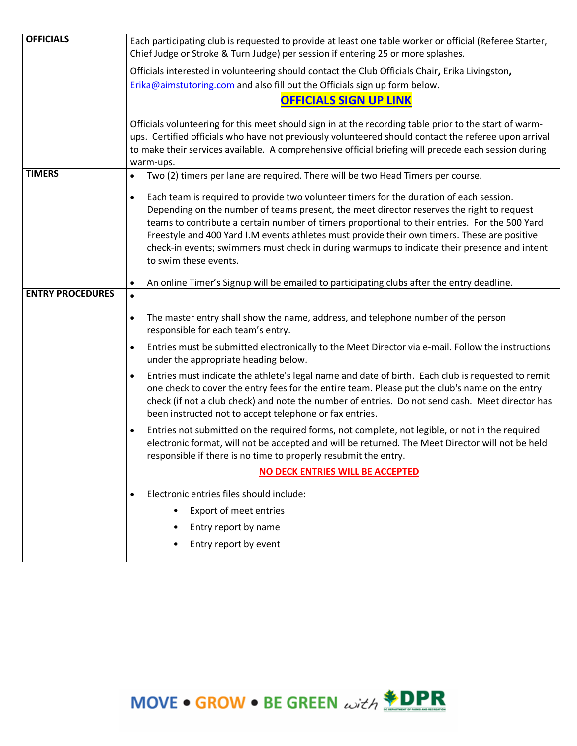| | |
|---|---|
| **OFFICIALS** | Each participating club is requested to provide at least one table worker or official (Referee Starter, Chief Judge or Stroke & Turn Judge) per session if entering 25 or more splashes.<br><br>Officials interested in volunteering should contact the Club Officials Chair**,** Erika Livingston**,** Erika@aimstutoring.com and also fill out the Officials sign up form below.<br><br>**OFFICIALS SIGN UP LINK**<br><br>Officials volunteering for this meet should sign in at the recording table prior to the start of warm-ups. Certified officials who have not previously volunteered should contact the referee upon arrival to make their services available. A comprehensive official briefing will precede each session during warm-ups. |
| **TIMERS** | • Two (2) timers per lane are required. There will be two Head Timers per course.<br><br>• Each team is required to provide two volunteer timers for the duration of each session. Depending on the number of teams present, the meet director reserves the right to request teams to contribute a certain number of timers proportional to their entries. For the 500 Yard Freestyle and 400 Yard I.M events athletes must provide their own timers. These are positive check-in events; swimmers must check in during warmups to indicate their presence and intent to swim these events.<br><br>• An online Timer's Signup will be emailed to participating clubs after the entry deadline. |
| **ENTRY PROCEDURES** | •<br><br>• The master entry shall show the name, address, and telephone number of the person responsible for each team's entry.<br><br>• Entries must be submitted electronically to the Meet Director via e-mail. Follow the instructions under the appropriate heading below.<br><br>• Entries must indicate the athlete's legal name and date of birth. Each club is requested to remit one check to cover the entry fees for the entire team. Please put the club's name on the entry check (if not a club check) and note the number of entries. Do not send cash. Meet director has been instructed not to accept telephone or fax entries.<br><br>• Entries not submitted on the required forms, not complete, not legible, or not in the required electronic format, will not be accepted and will be returned. The Meet Director will not be held responsible if there is no time to properly resubmit the entry.<br><br>**NO DECK ENTRIES WILL BE ACCEPTED**<br><br>• Electronic entries files should include:<br>&nbsp;&nbsp;&nbsp;&nbsp;• Export of meet entries<br>&nbsp;&nbsp;&nbsp;&nbsp;• Entry report by name<br>&nbsp;&nbsp;&nbsp;&nbsp;• Entry report by event |

MOVE • GROW • BE GREEN with DPR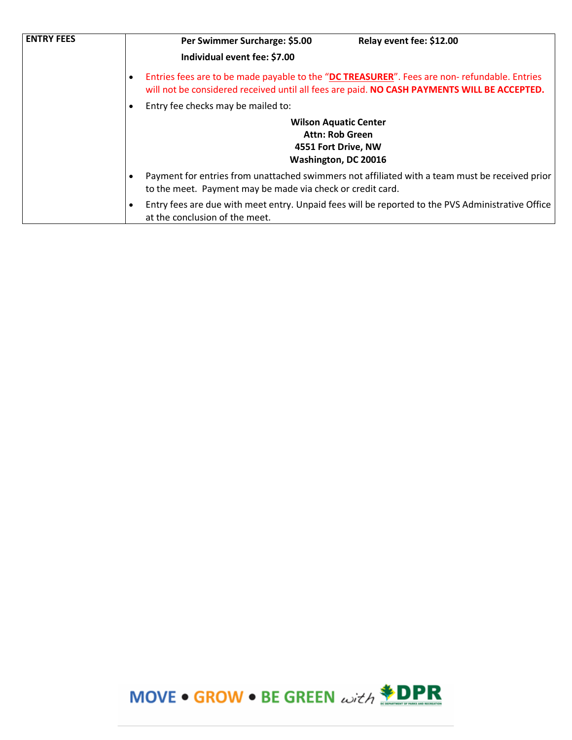| ENTRY FEES | **Per Swimmer Surcharge: $5.00** **Relay event fee: $12.00**<br>**Individual event fee: $7.00**<br><br>• Entries fees are to be made payable to the "**DC TREASURER**". Fees are non- refundable. Entries will not be considered received until all fees are paid. **NO CASH PAYMENTS WILL BE ACCEPTED.**<br>• Entry fee checks may be mailed to:<br>**Wilson Aquatic Center**<br>**Attn: Rob Green**<br>**4551 Fort Drive, NW**<br>**Washington, DC 20016**<br>• Payment for entries from unattached swimmers not affiliated with a team must be received prior to the meet. Payment may be made via check or credit card.<br>• Entry fees are due with meet entry. Unpaid fees will be reported to the PVS Administrative Office at the conclusion of the meet. |
|---|---|

MOVE • GROW • BE GREEN with DPR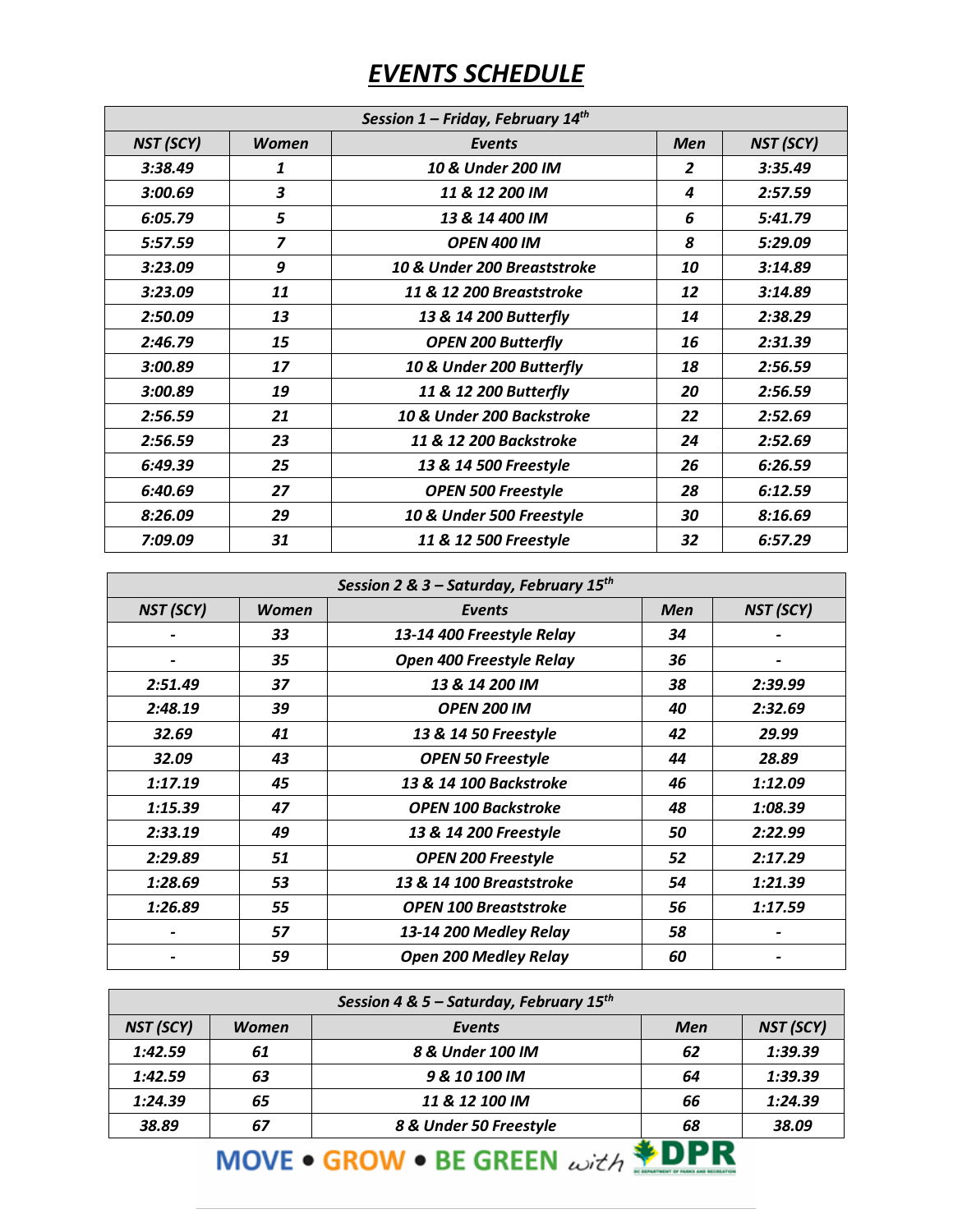# *EVENTS SCHEDULE*

| *Session 1 – Friday, February 14th* | | | | |
|---|---|---|---|---|
| ***NST (SCY)*** | ***Women*** | ***Events*** | ***Men*** | ***NST (SCY)*** |
| 3:38.49 | 1 | 10 & Under 200 IM | 2 | 3:35.49 |
| 3:00.69 | 3 | 11 & 12 200 IM | 4 | 2:57.59 |
| 6:05.79 | 5 | 13 & 14 400 IM | 6 | 5:41.79 |
| 5:57.59 | 7 | OPEN 400 IM | 8 | 5:29.09 |
| 3:23.09 | 9 | 10 & Under 200 Breaststroke | 10 | 3:14.89 |
| 3:23.09 | 11 | 11 & 12 200 Breaststroke | 12 | 3:14.89 |
| 2:50.09 | 13 | 13 & 14 200 Butterfly | 14 | 2:38.29 |
| 2:46.79 | 15 | OPEN 200 Butterfly | 16 | 2:31.39 |
| 3:00.89 | 17 | 10 & Under 200 Butterfly | 18 | 2:56.59 |
| 3:00.89 | 19 | 11 & 12 200 Butterfly | 20 | 2:56.59 |
| 2:56.59 | 21 | 10 & Under 200 Backstroke | 22 | 2:52.69 |
| 2:56.59 | 23 | 11 & 12 200 Backstroke | 24 | 2:52.69 |
| 6:49.39 | 25 | 13 & 14 500 Freestyle | 26 | 6:26.59 |
| 6:40.69 | 27 | OPEN 500 Freestyle | 28 | 6:12.59 |
| 8:26.09 | 29 | 10 & Under 500 Freestyle | 30 | 8:16.69 |
| 7:09.09 | 31 | 11 & 12 500 Freestyle | 32 | 6:57.29 |

| *Session 2 & 3 – Saturday, February 15th* | | | | |
|---|---|---|---|---|
| ***NST (SCY)*** | ***Women*** | ***Events*** | ***Men*** | ***NST (SCY)*** |
| - | 33 | 13-14 400 Freestyle Relay | 34 | - |
| - | 35 | Open 400 Freestyle Relay | 36 | - |
| 2:51.49 | 37 | 13 & 14 200 IM | 38 | 2:39.99 |
| 2:48.19 | 39 | OPEN 200 IM | 40 | 2:32.69 |
| 32.69 | 41 | 13 & 14 50 Freestyle | 42 | 29.99 |
| 32.09 | 43 | OPEN 50 Freestyle | 44 | 28.89 |
| 1:17.19 | 45 | 13 & 14 100 Backstroke | 46 | 1:12.09 |
| 1:15.39 | 47 | OPEN 100 Backstroke | 48 | 1:08.39 |
| 2:33.19 | 49 | 13 & 14 200 Freestyle | 50 | 2:22.99 |
| 2:29.89 | 51 | OPEN 200 Freestyle | 52 | 2:17.29 |
| 1:28.69 | 53 | 13 & 14 100 Breaststroke | 54 | 1:21.39 |
| 1:26.89 | 55 | OPEN 100 Breaststroke | 56 | 1:17.59 |
| - | 57 | 13-14 200 Medley Relay | 58 | - |
| - | 59 | Open 200 Medley Relay | 60 | - |

| *Session 4 & 5 – Saturday, February 15th* | | | | |
|---|---|---|---|---|
| ***NST (SCY)*** | ***Women*** | ***Events*** | ***Men*** | ***NST (SCY)*** |
| 1:42.59 | 61 | 8 & Under 100 IM | 62 | 1:39.39 |
| 1:42.59 | 63 | 9 & 10 100 IM | 64 | 1:39.39 |
| 1:24.39 | 65 | 11 & 12 100 IM | 66 | 1:24.39 |
| 38.89 | 67 | 8 & Under 50 Freestyle | 68 | 38.09 |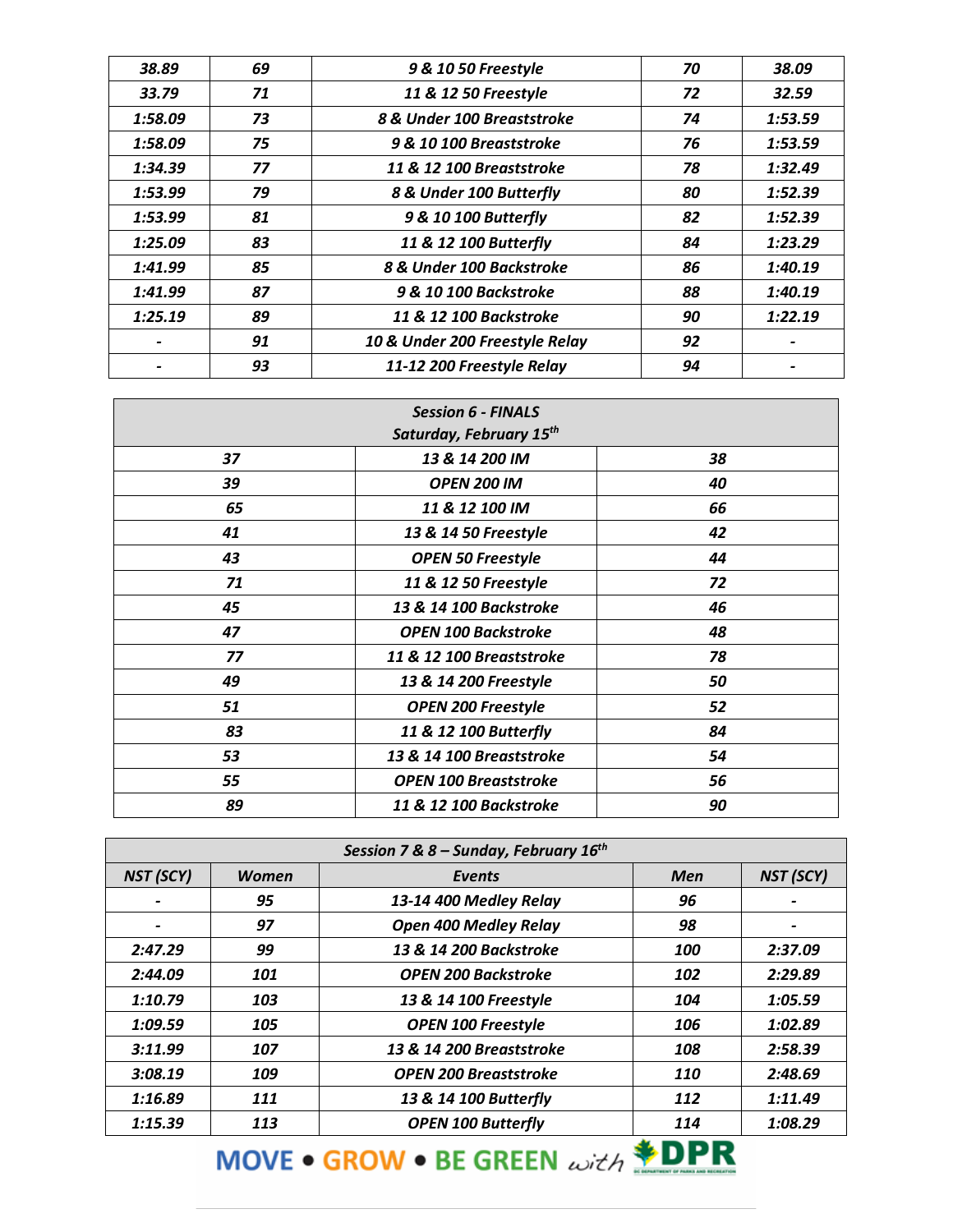| | | | | |
|---|---|---|---|---|
| 38.89 | 69 | 9 & 10 50 Freestyle | 70 | 38.09 |
| 33.79 | 71 | 11 & 12 50 Freestyle | 72 | 32.59 |
| 1:58.09 | 73 | 8 & Under 100 Breaststroke | 74 | 1:53.59 |
| 1:58.09 | 75 | 9 & 10 100 Breaststroke | 76 | 1:53.59 |
| 1:34.39 | 77 | 11 & 12 100 Breaststroke | 78 | 1:32.49 |
| 1:53.99 | 79 | 8 & Under 100 Butterfly | 80 | 1:52.39 |
| 1:53.99 | 81 | 9 & 10 100 Butterfly | 82 | 1:52.39 |
| 1:25.09 | 83 | 11 & 12 100 Butterfly | 84 | 1:23.29 |
| 1:41.99 | 85 | 8 & Under 100 Backstroke | 86 | 1:40.19 |
| 1:41.99 | 87 | 9 & 10 100 Backstroke | 88 | 1:40.19 |
| 1:25.19 | 89 | 11 & 12 100 Backstroke | 90 | 1:22.19 |
| - | 91 | 10 & Under 200 Freestyle Relay | 92 | - |
| - | 93 | 11-12 200 Freestyle Relay | 94 | - |

| Session 6 - FINALS<br>Saturday, February 15th | | |
|---|---|---|
| 37 | 13 & 14 200 IM | 38 |
| 39 | OPEN 200 IM | 40 |
| 65 | 11 & 12 100 IM | 66 |
| 41 | 13 & 14 50 Freestyle | 42 |
| 43 | OPEN 50 Freestyle | 44 |
| 71 | 11 & 12 50 Freestyle | 72 |
| 45 | 13 & 14 100 Backstroke | 46 |
| 47 | OPEN 100 Backstroke | 48 |
| 77 | 11 & 12 100 Breaststroke | 78 |
| 49 | 13 & 14 200 Freestyle | 50 |
| 51 | OPEN 200 Freestyle | 52 |
| 83 | 11 & 12 100 Butterfly | 84 |
| 53 | 13 & 14 100 Breaststroke | 54 |
| 55 | OPEN 100 Breaststroke | 56 |
| 89 | 11 & 12 100 Backstroke | 90 |

| Session 7 & 8 – Sunday, February 16th | | | | |
|---|---|---|---|---|
| NST (SCY) | Women | Events | Men | NST (SCY) |
| - | 95 | 13-14 400 Medley Relay | 96 | - |
| - | 97 | Open 400 Medley Relay | 98 | - |
| 2:47.29 | 99 | 13 & 14 200 Backstroke | 100 | 2:37.09 |
| 2:44.09 | 101 | OPEN 200 Backstroke | 102 | 2:29.89 |
| 1:10.79 | 103 | 13 & 14 100 Freestyle | 104 | 1:05.59 |
| 1:09.59 | 105 | OPEN 100 Freestyle | 106 | 1:02.89 |
| 3:11.99 | 107 | 13 & 14 200 Breaststroke | 108 | 2:58.39 |
| 3:08.19 | 109 | OPEN 200 Breaststroke | 110 | 2:48.69 |
| 1:16.89 | 111 | 13 & 14 100 Butterfly | 112 | 1:11.49 |
| 1:15.39 | 113 | OPEN 100 Butterfly | 114 | 1:08.29 |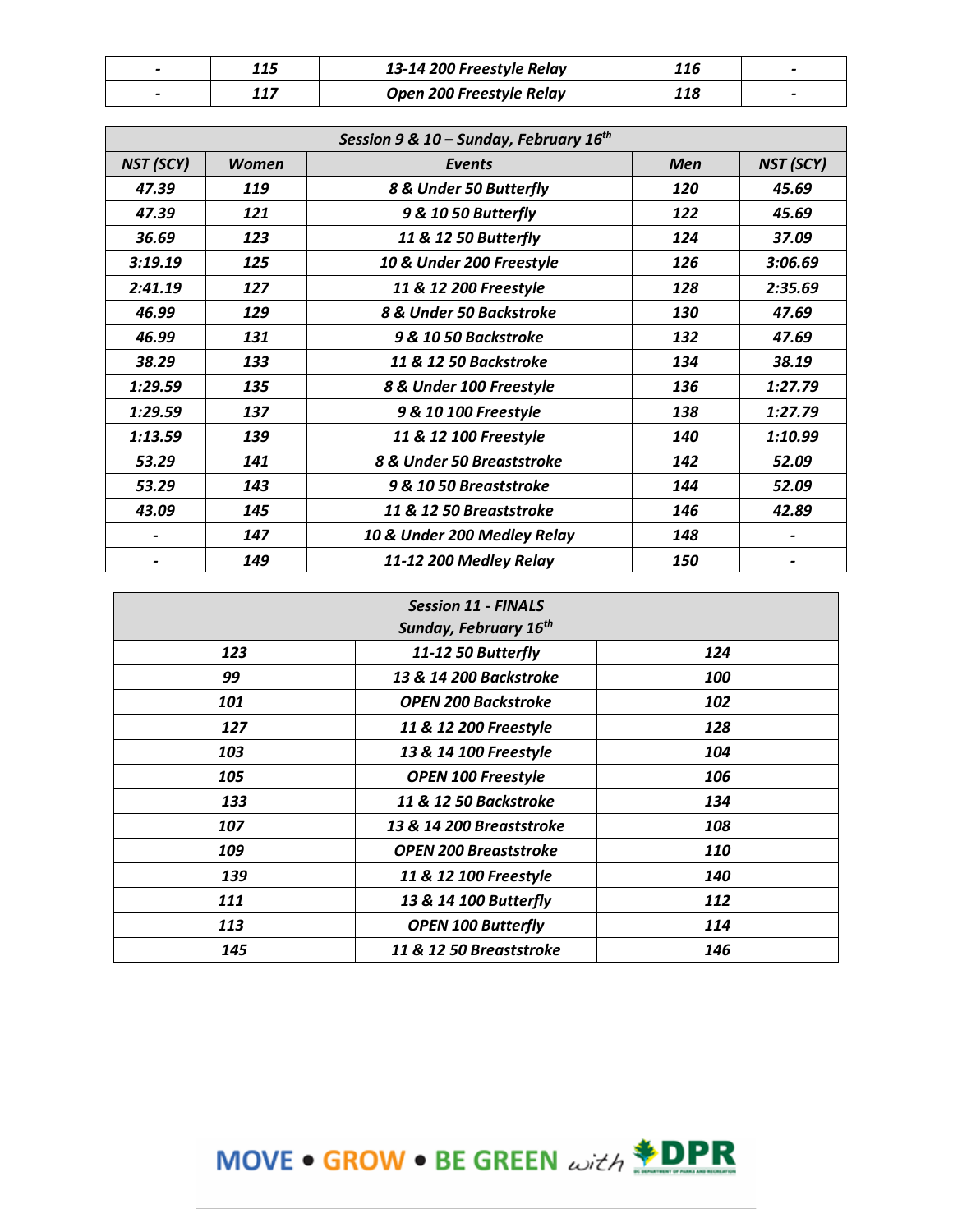| | | | | |
|---|---|---|---|---|
| - | 115 | 13-14 200 Freestyle Relay | 116 | - |
| - | 117 | Open 200 Freestyle Relay | 118 | - |

| Session 9 & 10 – Sunday, February 16th | | | | |
|---|---|---|---|---|
| **NST (SCY)** | **Women** | **Events** | **Men** | **NST (SCY)** |
| 47.39 | 119 | 8 & Under 50 Butterfly | 120 | 45.69 |
| 47.39 | 121 | 9 & 10 50 Butterfly | 122 | 45.69 |
| 36.69 | 123 | 11 & 12 50 Butterfly | 124 | 37.09 |
| 3:19.19 | 125 | 10 & Under 200 Freestyle | 126 | 3:06.69 |
| 2:41.19 | 127 | 11 & 12 200 Freestyle | 128 | 2:35.69 |
| 46.99 | 129 | 8 & Under 50 Backstroke | 130 | 47.69 |
| 46.99 | 131 | 9 & 10 50 Backstroke | 132 | 47.69 |
| 38.29 | 133 | 11 & 12 50 Backstroke | 134 | 38.19 |
| 1:29.59 | 135 | 8 & Under 100 Freestyle | 136 | 1:27.79 |
| 1:29.59 | 137 | 9 & 10 100 Freestyle | 138 | 1:27.79 |
| 1:13.59 | 139 | 11 & 12 100 Freestyle | 140 | 1:10.99 |
| 53.29 | 141 | 8 & Under 50 Breaststroke | 142 | 52.09 |
| 53.29 | 143 | 9 & 10 50 Breaststroke | 144 | 52.09 |
| 43.09 | 145 | 11 & 12 50 Breaststroke | 146 | 42.89 |
| - | 147 | 10 & Under 200 Medley Relay | 148 | - |
| - | 149 | 11-12 200 Medley Relay | 150 | - |

| Session 11 - FINALS Sunday, February 16th | | |
|---|---|---|
| 123 | 11-12 50 Butterfly | 124 |
| 99 | 13 & 14 200 Backstroke | 100 |
| 101 | OPEN 200 Backstroke | 102 |
| 127 | 11 & 12 200 Freestyle | 128 |
| 103 | 13 & 14 100 Freestyle | 104 |
| 105 | OPEN 100 Freestyle | 106 |
| 133 | 11 & 12 50 Backstroke | 134 |
| 107 | 13 & 14 200 Breaststroke | 108 |
| 109 | OPEN 200 Breaststroke | 110 |
| 139 | 11 & 12 100 Freestyle | 140 |
| 111 | 13 & 14 100 Butterfly | 112 |
| 113 | OPEN 100 Butterfly | 114 |
| 145 | 11 & 12 50 Breaststroke | 146 |

MOVE • GROW • BE GREEN with DPR